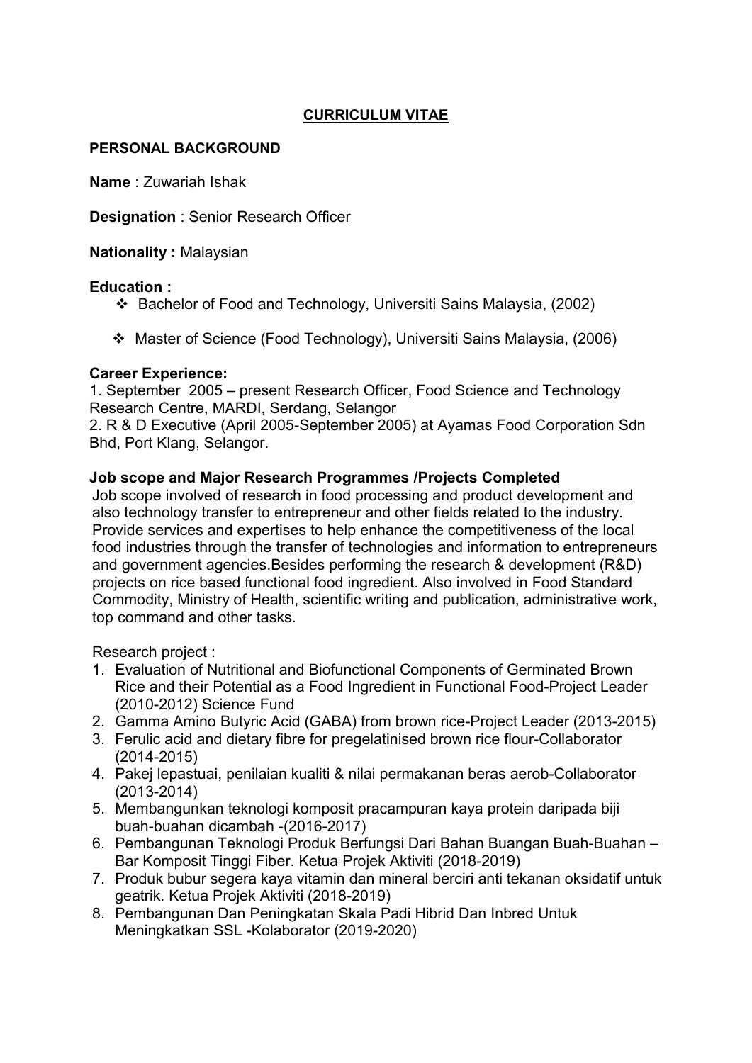# CURRICULUM VITAE

## PERSONAL BACKGROUND

**Name** : Zuwariah Ishak

**Designation** : Senior Research Officer

**Nationality :** Malaysian

**Education :**

- Bachelor of Food and Technology, Universiti Sains Malaysia, (2002)
- Master of Science (Food Technology), Universiti Sains Malaysia, (2006)

**Career Experience:**

1. September 2005 – present Research Officer, Food Science and Technology Research Centre, MARDI, Serdang, Selangor
2. R & D Executive (April 2005-September 2005) at Ayamas Food Corporation Sdn Bhd, Port Klang, Selangor.

**Job scope and Major Research Programmes /Projects Completed**

Job scope involved of research in food processing and product development and also technology transfer to entrepreneur and other fields related to the industry. Provide services and expertises to help enhance the competitiveness of the local food industries through the transfer of technologies and information to entrepreneurs and government agencies.Besides performing the research & development (R&D) projects on rice based functional food ingredient. Also involved in Food Standard Commodity, Ministry of Health, scientific writing and publication, administrative work, top command and other tasks.

Research project :

1. Evaluation of Nutritional and Biofunctional Components of Germinated Brown Rice and their Potential as a Food Ingredient in Functional Food-Project Leader (2010-2012) Science Fund
2. Gamma Amino Butyric Acid (GABA) from brown rice-Project Leader (2013-2015)
3. Ferulic acid and dietary fibre for pregelatinised brown rice flour-Collaborator (2014-2015)
4. Pakej lepastuai, penilaian kualiti & nilai permakanan beras aerob-Collaborator (2013-2014)
5. Membangunkan teknologi komposit pracampuran kaya protein daripada biji buah-buahan dicambah -(2016-2017)
6. Pembangunan Teknologi Produk Berfungsi Dari Bahan Buangan Buah-Buahan – Bar Komposit Tinggi Fiber. Ketua Projek Aktiviti (2018-2019)
7. Produk bubur segera kaya vitamin dan mineral berciri anti tekanan oksidatif untuk geatrik. Ketua Projek Aktiviti (2018-2019)
8. Pembangunan Dan Peningkatan Skala Padi Hibrid Dan Inbred Untuk Meningkatkan SSL -Kolaborator (2019-2020)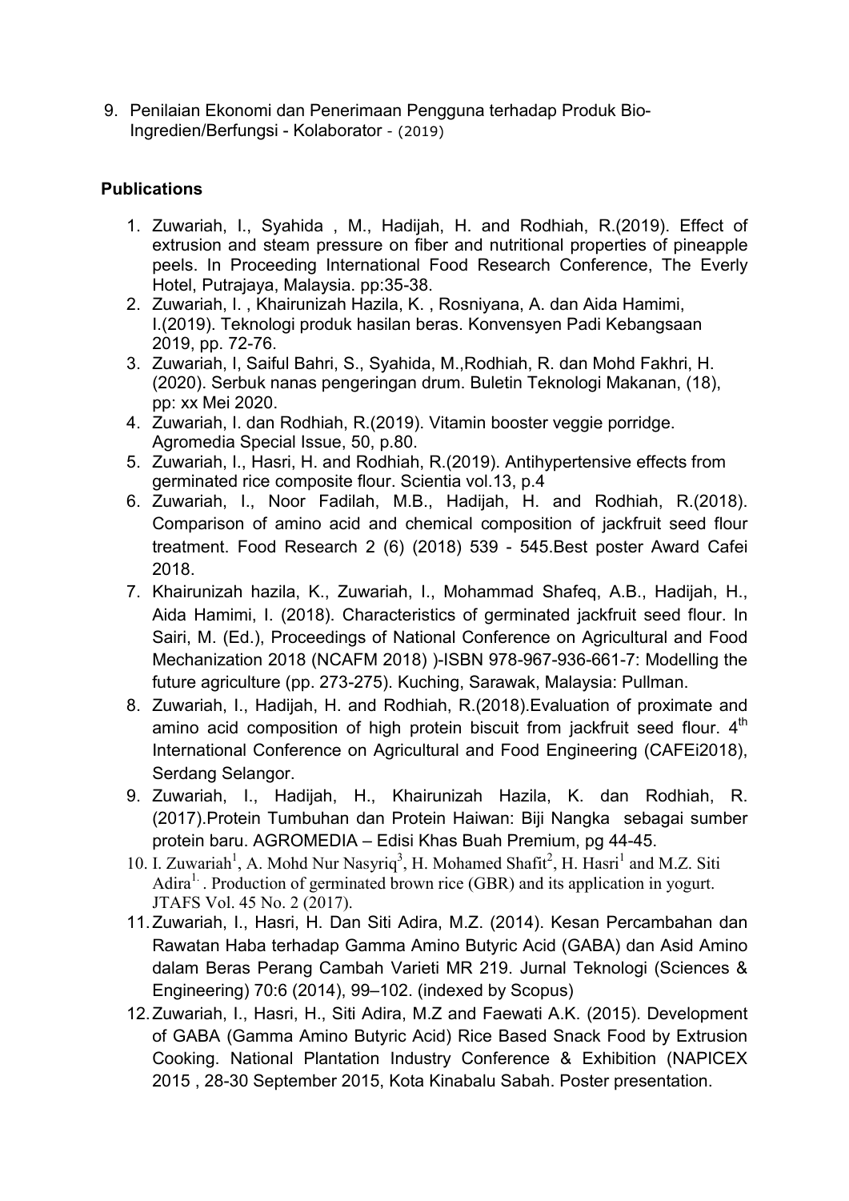9. Penilaian Ekonomi dan Penerimaan Pengguna terhadap Produk Bio-Ingredien/Berfungsi - Kolaborator - (2019)

## Publications

1. Zuwariah, I., Syahida , M., Hadijah, H. and Rodhiah, R.(2019). Effect of extrusion and steam pressure on fiber and nutritional properties of pineapple peels. In Proceeding International Food Research Conference, The Everly Hotel, Putrajaya, Malaysia. pp:35-38.
2. Zuwariah, I. , Khairunizah Hazila, K. , Rosniyana, A. dan Aida Hamimi, I.(2019). Teknologi produk hasilan beras. Konvensyen Padi Kebangsaan 2019, pp. 72-76.
3. Zuwariah, I, Saiful Bahri, S., Syahida, M.,Rodhiah, R. dan Mohd Fakhri, H. (2020). Serbuk nanas pengeringan drum. Buletin Teknologi Makanan, (18), pp: xx Mei 2020.
4. Zuwariah, I. dan Rodhiah, R.(2019). Vitamin booster veggie porridge. Agromedia Special Issue, 50, p.80.
5. Zuwariah, I., Hasri, H. and Rodhiah, R.(2019). Antihypertensive effects from germinated rice composite flour. Scientia vol.13, p.4
6. Zuwariah, I., Noor Fadilah, M.B., Hadijah, H. and Rodhiah, R.(2018). Comparison of amino acid and chemical composition of jackfruit seed flour treatment. Food Research 2 (6) (2018) 539 - 545.Best poster Award Cafei 2018.
7. Khairunizah hazila, K., Zuwariah, I., Mohammad Shafeq, A.B., Hadijah, H., Aida Hamimi, I. (2018). Characteristics of germinated jackfruit seed flour. In Sairi, M. (Ed.), Proceedings of National Conference on Agricultural and Food Mechanization 2018 (NCAFM 2018) )-ISBN 978-967-936-661-7: Modelling the future agriculture (pp. 273-275). Kuching, Sarawak, Malaysia: Pullman.
8. Zuwariah, I., Hadijah, H. and Rodhiah, R.(2018).Evaluation of proximate and amino acid composition of high protein biscuit from jackfruit seed flour. 4th International Conference on Agricultural and Food Engineering (CAFEi2018), Serdang Selangor.
9. Zuwariah, I., Hadijah, H., Khairunizah Hazila, K. dan Rodhiah, R. (2017).Protein Tumbuhan dan Protein Haiwan: Biji Nangka sebagai sumber protein baru. AGROMEDIA – Edisi Khas Buah Premium, pg 44-45.
10. I. Zuwariah[1], A. Mohd Nur Nasyriq[3], H. Mohamed Shafit[2], H. Hasri[1] and M.Z. Siti Adira[1]. Production of germinated brown rice (GBR) and its application in yogurt. JTAFS Vol. 45 No. 2 (2017).
11. Zuwariah, I., Hasri, H. Dan Siti Adira, M.Z. (2014). Kesan Percambahan dan Rawatan Haba terhadap Gamma Amino Butyric Acid (GABA) dan Asid Amino dalam Beras Perang Cambah Varieti MR 219. Jurnal Teknologi (Sciences & Engineering) 70:6 (2014), 99–102. (indexed by Scopus)
12. Zuwariah, I., Hasri, H., Siti Adira, M.Z and Faewati A.K. (2015). Development of GABA (Gamma Amino Butyric Acid) Rice Based Snack Food by Extrusion Cooking. National Plantation Industry Conference & Exhibition (NAPICEX 2015 , 28-30 September 2015, Kota Kinabalu Sabah. Poster presentation.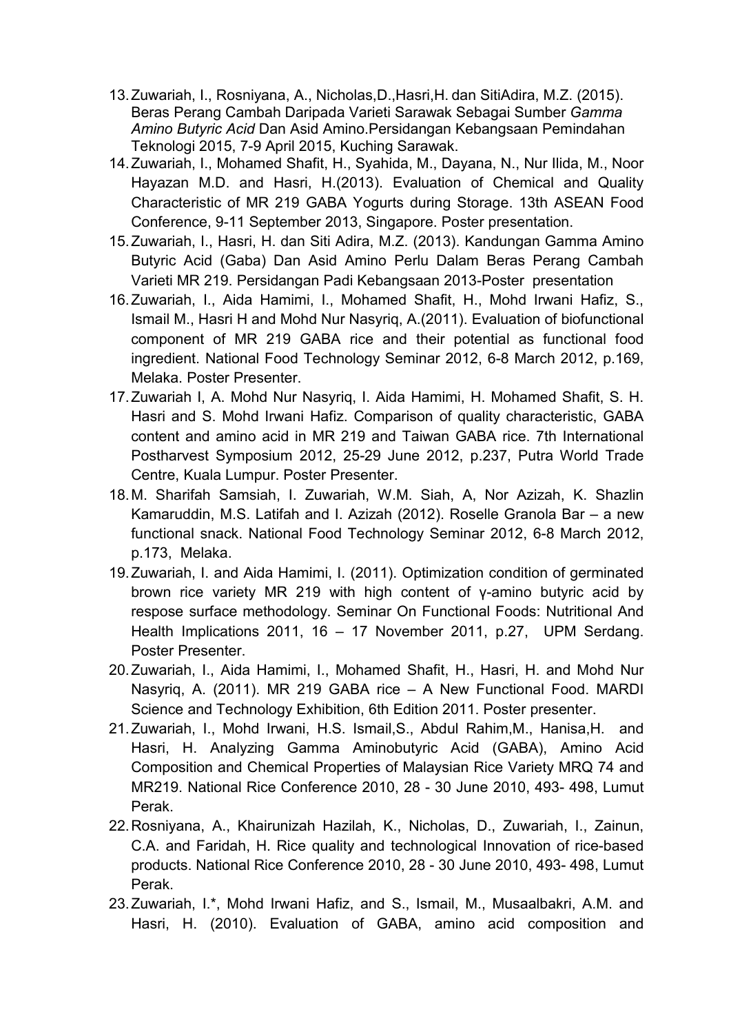13. Zuwariah, I., Rosniyana, A., Nicholas,D.,Hasri,H. dan SitiAdira, M.Z. (2015). Beras Perang Cambah Daripada Varieti Sarawak Sebagai Sumber *Gamma Amino Butyric Acid* Dan Asid Amino.Persidangan Kebangsaan Pemindahan Teknologi 2015, 7-9 April 2015, Kuching Sarawak.
14. Zuwariah, I., Mohamed Shafit, H., Syahida, M., Dayana, N., Nur Ilida, M., Noor Hayazan M.D. and Hasri, H.(2013). Evaluation of Chemical and Quality Characteristic of MR 219 GABA Yogurts during Storage. 13th ASEAN Food Conference, 9-11 September 2013, Singapore. Poster presentation.
15. Zuwariah, I., Hasri, H. dan Siti Adira, M.Z. (2013). Kandungan Gamma Amino Butyric Acid (Gaba) Dan Asid Amino Perlu Dalam Beras Perang Cambah Varieti MR 219. Persidangan Padi Kebangsaan 2013-Poster presentation
16. Zuwariah, I., Aida Hamimi, I., Mohamed Shafit, H., Mohd Irwani Hafiz, S., Ismail M., Hasri H and Mohd Nur Nasyriq, A.(2011). Evaluation of biofunctional component of MR 219 GABA rice and their potential as functional food ingredient. National Food Technology Seminar 2012, 6-8 March 2012, p.169, Melaka. Poster Presenter.
17. Zuwariah I, A. Mohd Nur Nasyriq, I. Aida Hamimi, H. Mohamed Shafit, S. H. Hasri and S. Mohd Irwani Hafiz. Comparison of quality characteristic, GABA content and amino acid in MR 219 and Taiwan GABA rice. 7th International Postharvest Symposium 2012, 25-29 June 2012, p.237, Putra World Trade Centre, Kuala Lumpur. Poster Presenter.
18. M. Sharifah Samsiah, I. Zuwariah, W.M. Siah, A, Nor Azizah, K. Shazlin Kamaruddin, M.S. Latifah and I. Azizah (2012). Roselle Granola Bar – a new functional snack. National Food Technology Seminar 2012, 6-8 March 2012, p.173, Melaka.
19. Zuwariah, I. and Aida Hamimi, I. (2011). Optimization condition of germinated brown rice variety MR 219 with high content of γ-amino butyric acid by respose surface methodology. Seminar On Functional Foods: Nutritional And Health Implications 2011, 16 – 17 November 2011, p.27, UPM Serdang. Poster Presenter.
20. Zuwariah, I., Aida Hamimi, I., Mohamed Shafit, H., Hasri, H. and Mohd Nur Nasyriq, A. (2011). MR 219 GABA rice – A New Functional Food. MARDI Science and Technology Exhibition, 6th Edition 2011. Poster presenter.
21. Zuwariah, I., Mohd Irwani, H.S. Ismail,S., Abdul Rahim,M., Hanisa,H. and Hasri, H. Analyzing Gamma Aminobutyric Acid (GABA), Amino Acid Composition and Chemical Properties of Malaysian Rice Variety MRQ 74 and MR219. National Rice Conference 2010, 28 - 30 June 2010, 493- 498, Lumut Perak.
22. Rosniyana, A., Khairunizah Hazilah, K., Nicholas, D., Zuwariah, I., Zainun, C.A. and Faridah, H. Rice quality and technological Innovation of rice-based products. National Rice Conference 2010, 28 - 30 June 2010, 493- 498, Lumut Perak.
23. Zuwariah, I.*, Mohd Irwani Hafiz, and S., Ismail, M., Musaalbakri, A.M. and Hasri, H. (2010). Evaluation of GABA, amino acid composition and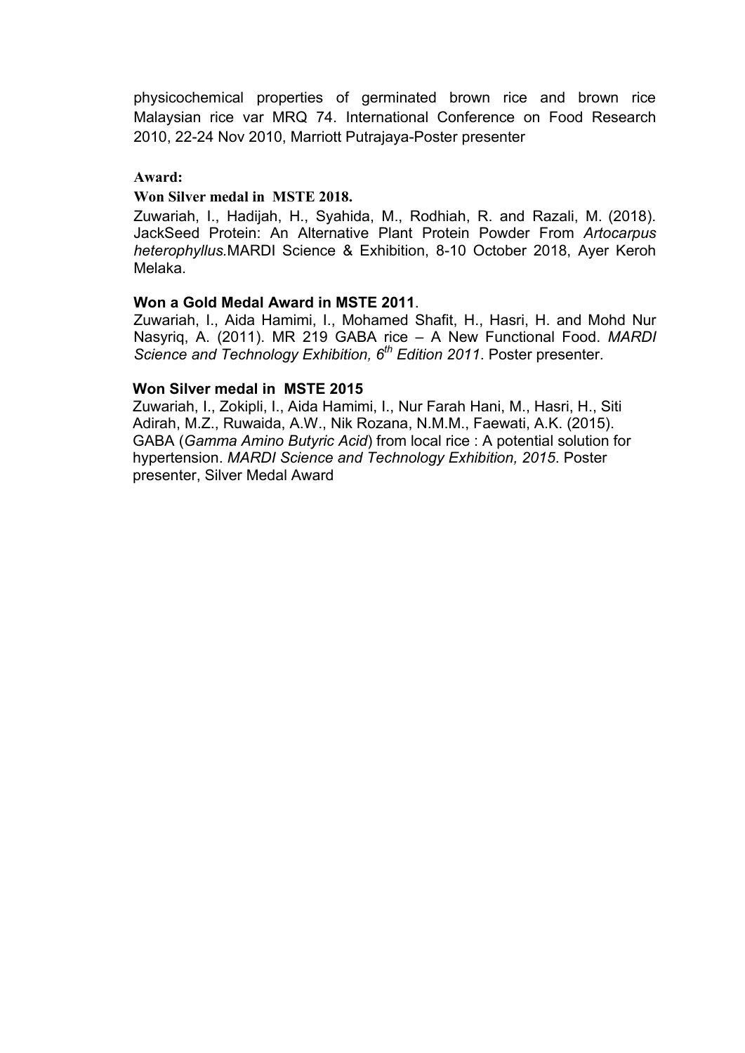physicochemical properties of germinated brown rice and brown rice Malaysian rice var MRQ 74. International Conference on Food Research 2010, 22-24 Nov 2010, Marriott Putrajaya-Poster presenter

**Award:**

**Won Silver medal in MSTE 2018.**

Zuwariah, I., Hadijah, H., Syahida, M., Rodhiah, R. and Razali, M. (2018). JackSeed Protein: An Alternative Plant Protein Powder From *Artocarpus heterophyllus.*MARDI Science & Exhibition, 8-10 October 2018, Ayer Keroh Melaka.

**Won a Gold Medal Award in MSTE 2011**.

Zuwariah, I., Aida Hamimi, I., Mohamed Shafit, H., Hasri, H. and Mohd Nur Nasyriq, A. (2011). MR 219 GABA rice – A New Functional Food. *MARDI Science and Technology Exhibition, 6th Edition 2011*. Poster presenter.

**Won Silver medal in MSTE 2015**

Zuwariah, I., Zokipli, I., Aida Hamimi, I., Nur Farah Hani, M., Hasri, H., Siti Adirah, M.Z., Ruwaida, A.W., Nik Rozana, N.M.M., Faewati, A.K. (2015). GABA (*Gamma Amino Butyric Acid*) from local rice : A potential solution for hypertension. *MARDI Science and Technology Exhibition, 2015*. Poster presenter, Silver Medal Award